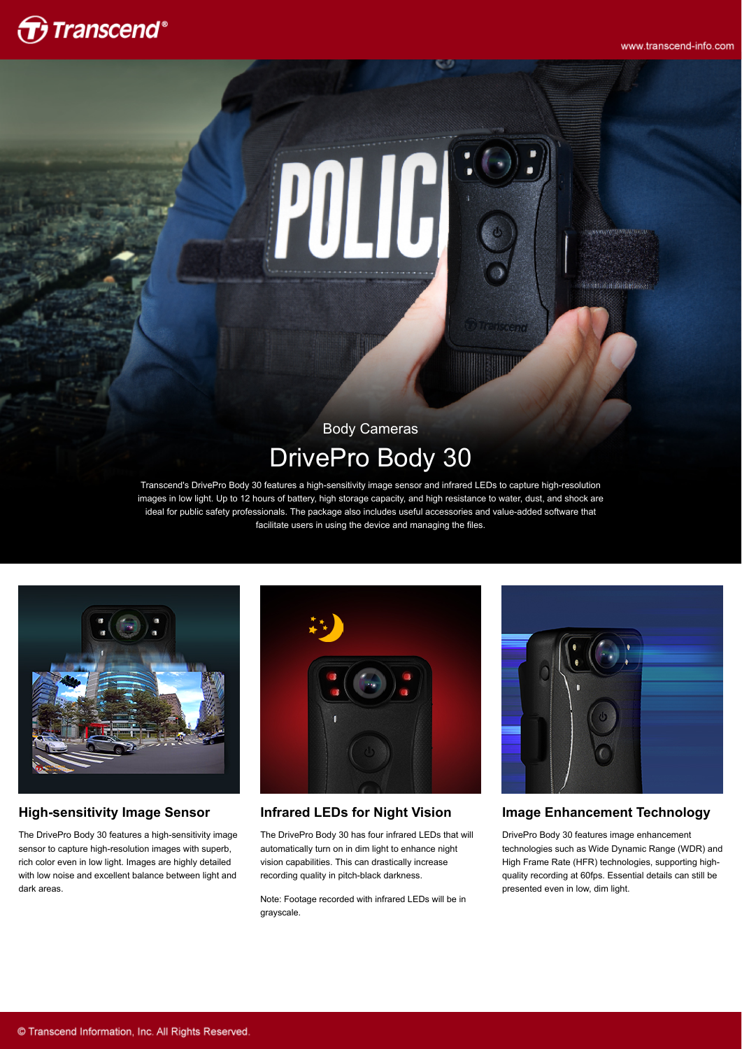Body Cameras

# DrivePro Body 30

Transcend's DrivePro Body 30 features a high-sensitivity image sensor and infrared LEDs to capture high-resolution images in low light. Up to 12 hours of battery, high storage capacity, and high resistance to water, dust, and shock are ideal for public safety professionals. The package also includes useful accessories and value-added software that facilitate users in using the device and managing the files.

### High-sensitivity Image Sensor

The DrivePro Body 30 features a high-sensitivity image sensor to capture high-resolution images with superb, rich color even in low light. Images are highly detailed with low noise and excellent balance between light and dark areas.

### Infrared LEDs for Night Vision

The DrivePro Body 30 has four infrared LEDs that will automatically turn on in dim light to enhance night vision capabilities. This can drastically increase recording quality in pitch-black darkness.

Note: Footage recorded with infrared LEDs will be in grayscale.

### Image Enhancement Technology

DrivePro Body 30 features image enhancement technologies such as Wide Dynamic Range (WDR) and High Frame Rate (HFR) technologies, supporting high-quality recording at 60fps. Essential details can still be presented even in low, dim light.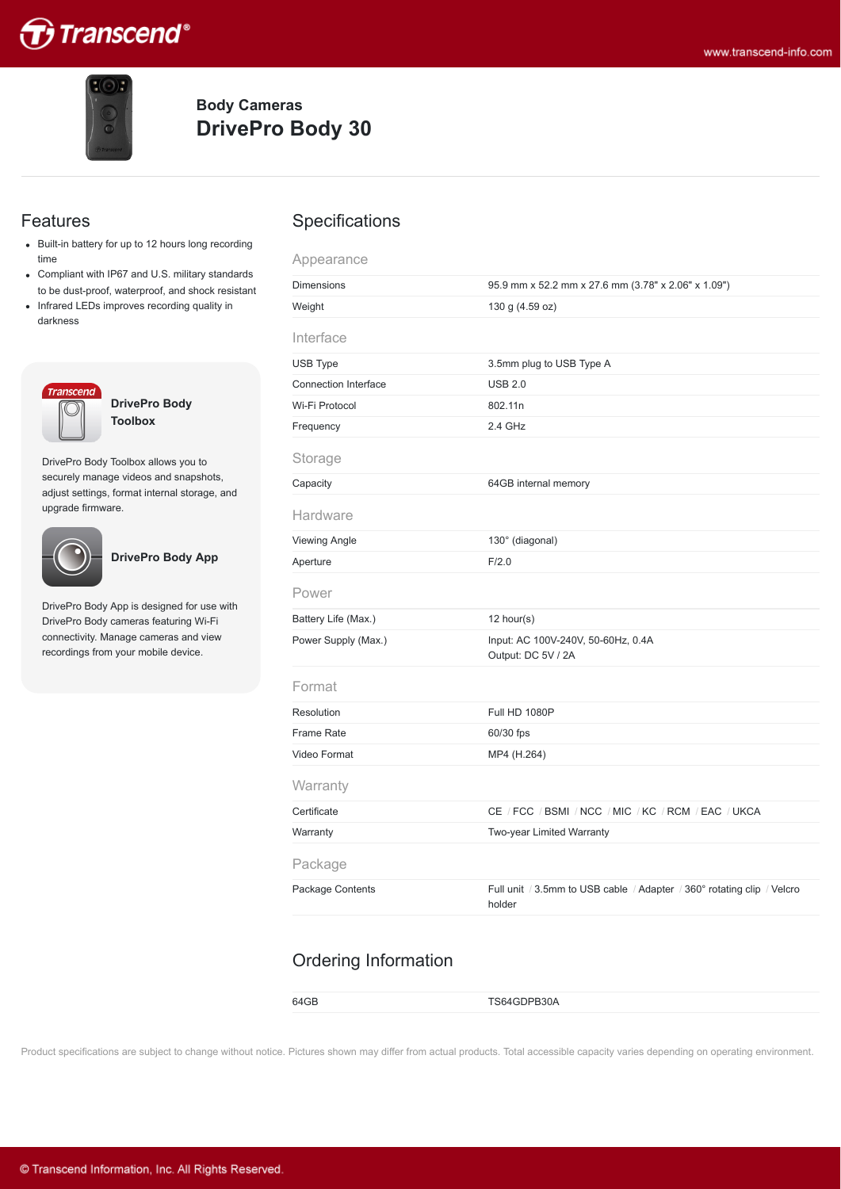## Body Cameras

# DrivePro Body 30

## Features

- Built-in battery for up to 12 hours long recording time
- Compliant with IP67 and U.S. military standards to be dust-proof, waterproof, and shock resistant
- Infrared LEDs improves recording quality in darkness

**DrivePro Body Toolbox**

DrivePro Body Toolbox allows you to securely manage videos and snapshots, adjust settings, format internal storage, and upgrade firmware.

**DrivePro Body App**

DrivePro Body App is designed for use with DrivePro Body cameras featuring Wi-Fi connectivity. Manage cameras and view recordings from your mobile device.

## Specifications

### Appearance

| | |
|---|---|
| Dimensions | 95.9 mm x 52.2 mm x 27.6 mm (3.78" x 2.06" x 1.09") |
| Weight | 130 g (4.59 oz) |

### Interface

| | |
|---|---|
| USB Type | 3.5mm plug to USB Type A |
| Connection Interface | USB 2.0 |
| Wi-Fi Protocol | 802.11n |
| Frequency | 2.4 GHz |

### Storage

| | |
|---|---|
| Capacity | 64GB internal memory |

### Hardware

| | |
|---|---|
| Viewing Angle | 130° (diagonal) |
| Aperture | F/2.0 |

### Power

| | |
|---|---|
| Battery Life (Max.) | 12 hour(s) |
| Power Supply (Max.) | Input: AC 100V-240V, 50-60Hz, 0.4A<br>Output: DC 5V / 2A |

### Format

| | |
|---|---|
| Resolution | Full HD 1080P |
| Frame Rate | 60/30 fps |
| Video Format | MP4 (H.264) |

### Warranty

| | |
|---|---|
| Certificate | CE / FCC / BSMI / NCC / MIC / KC / RCM / EAC / UKCA |
| Warranty | Two-year Limited Warranty |

### Package

| | |
|---|---|
| Package Contents | Full unit / 3.5mm to USB cable / Adapter / 360° rotating clip / Velcro holder |

## Ordering Information

| | |
|---|---|
| 64GB | TS64GDPB30A |

Product specifications are subject to change without notice. Pictures shown may differ from actual products. Total accessible capacity varies depending on operating environment.